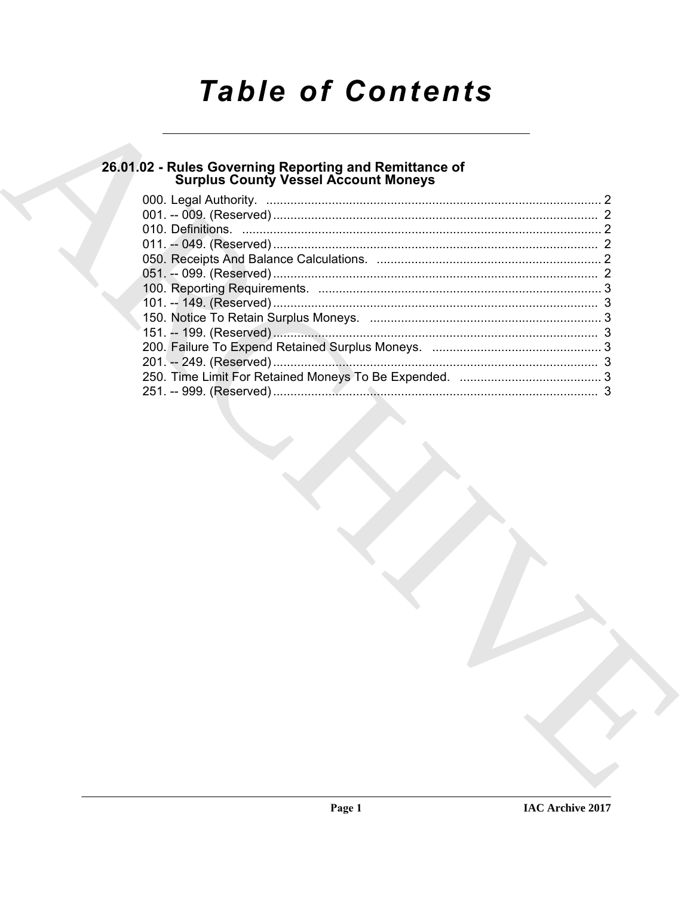# Table of Contents

## 26.01.02 - Rules Governing Reporting and Remittance of Surplus County Vessel Account Moneys

000. Legal Authority. ........ 2
001. -- 009. (Reserved) ........ 2
010. Definitions. ........ 2
011. -- 049. (Reserved) ........ 2
050. Receipts And Balance Calculations. ........ 2
051. -- 099. (Reserved) ........ 2
100. Reporting Requirements. ........ 3
101. -- 149. (Reserved) ........ 3
150. Notice To Retain Surplus Moneys. ........ 3
151. -- 199. (Reserved) ........ 3
200. Failure To Expend Retained Surplus Moneys. ........ 3
201. -- 249. (Reserved) ........ 3
250. Time Limit For Retained Moneys To Be Expended. ........ 3
251. -- 999. (Reserved) ........ 3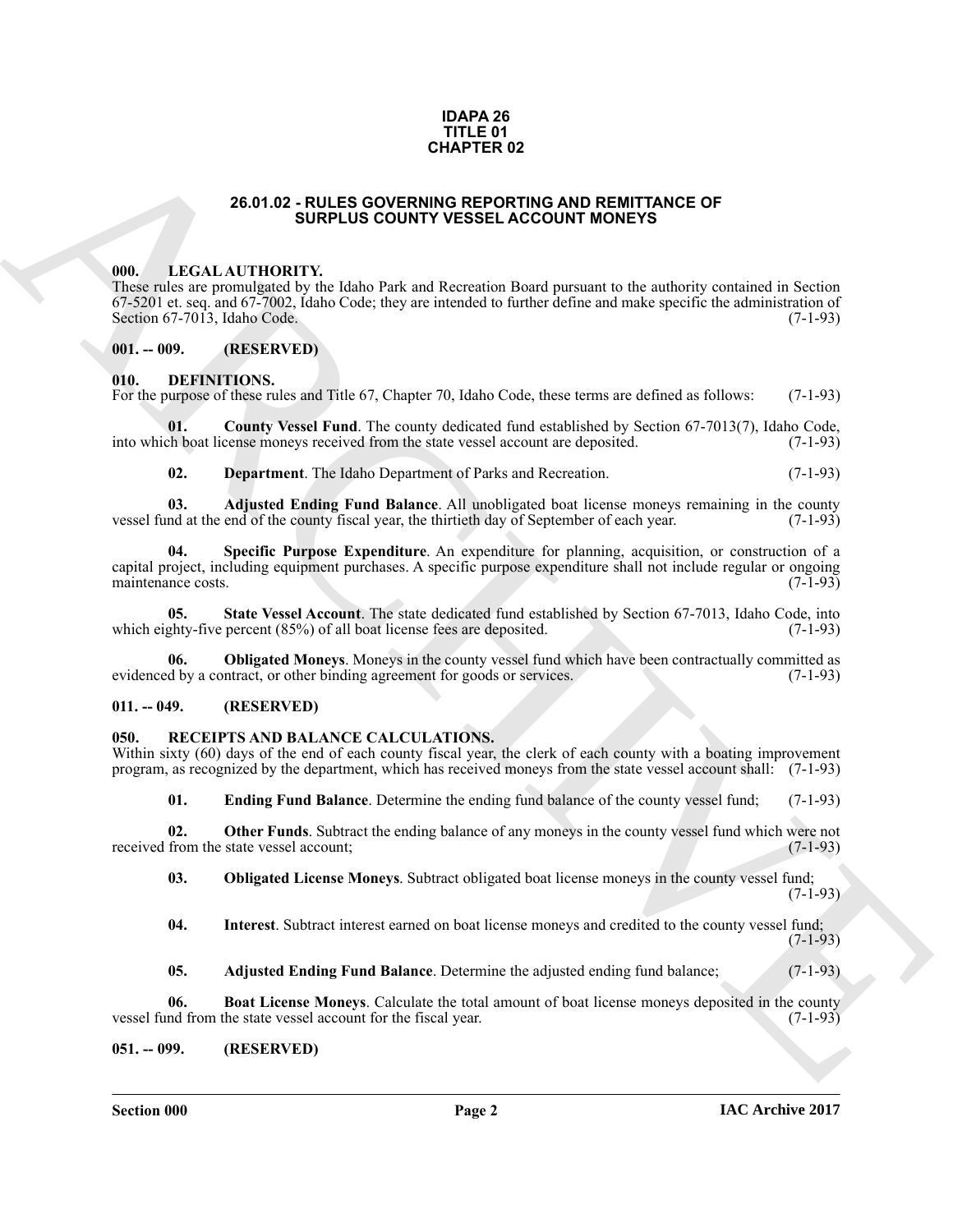**IDAPA 26**
**TITLE 01**
**CHAPTER 02**

# 26.01.02 - RULES GOVERNING REPORTING AND REMITTANCE OF SURPLUS COUNTY VESSEL ACCOUNT MONEYS

## 000. LEGAL AUTHORITY.

These rules are promulgated by the Idaho Park and Recreation Board pursuant to the authority contained in Section 67-5201 et. seq. and 67-7002, Idaho Code; they are intended to further define and make specific the administration of Section 67-7013, Idaho Code. (7-1-93)

## 001. -- 009. (RESERVED)

## 010. DEFINITIONS.

For the purpose of these rules and Title 67, Chapter 70, Idaho Code, these terms are defined as follows: (7-1-93)

**01. County Vessel Fund**. The county dedicated fund established by Section 67-7013(7), Idaho Code, into which boat license moneys received from the state vessel account are deposited. (7-1-93)

**02. Department**. The Idaho Department of Parks and Recreation. (7-1-93)

**03. Adjusted Ending Fund Balance**. All unobligated boat license moneys remaining in the county vessel fund at the end of the county fiscal year, the thirtieth day of September of each year. (7-1-93)

**04. Specific Purpose Expenditure**. An expenditure for planning, acquisition, or construction of a capital project, including equipment purchases. A specific purpose expenditure shall not include regular or ongoing maintenance costs. (7-1-93)

**05. State Vessel Account**. The state dedicated fund established by Section 67-7013, Idaho Code, into which eighty-five percent (85%) of all boat license fees are deposited. (7-1-93)

**06. Obligated Moneys**. Moneys in the county vessel fund which have been contractually committed as evidenced by a contract, or other binding agreement for goods or services. (7-1-93)

## 011. -- 049. (RESERVED)

## 050. RECEIPTS AND BALANCE CALCULATIONS.

Within sixty (60) days of the end of each county fiscal year, the clerk of each county with a boating improvement program, as recognized by the department, which has received moneys from the state vessel account shall: (7-1-93)

**01. Ending Fund Balance**. Determine the ending fund balance of the county vessel fund; (7-1-93)

**02. Other Funds**. Subtract the ending balance of any moneys in the county vessel fund which were not received from the state vessel account; (7-1-93)

**03. Obligated License Moneys**. Subtract obligated boat license moneys in the county vessel fund; (7-1-93)

**04. Interest**. Subtract interest earned on boat license moneys and credited to the county vessel fund; (7-1-93)

**05. Adjusted Ending Fund Balance**. Determine the adjusted ending fund balance; (7-1-93)

**06. Boat License Moneys**. Calculate the total amount of boat license moneys deposited in the county vessel fund from the state vessel account for the fiscal year. (7-1-93)

## 051. -- 099. (RESERVED)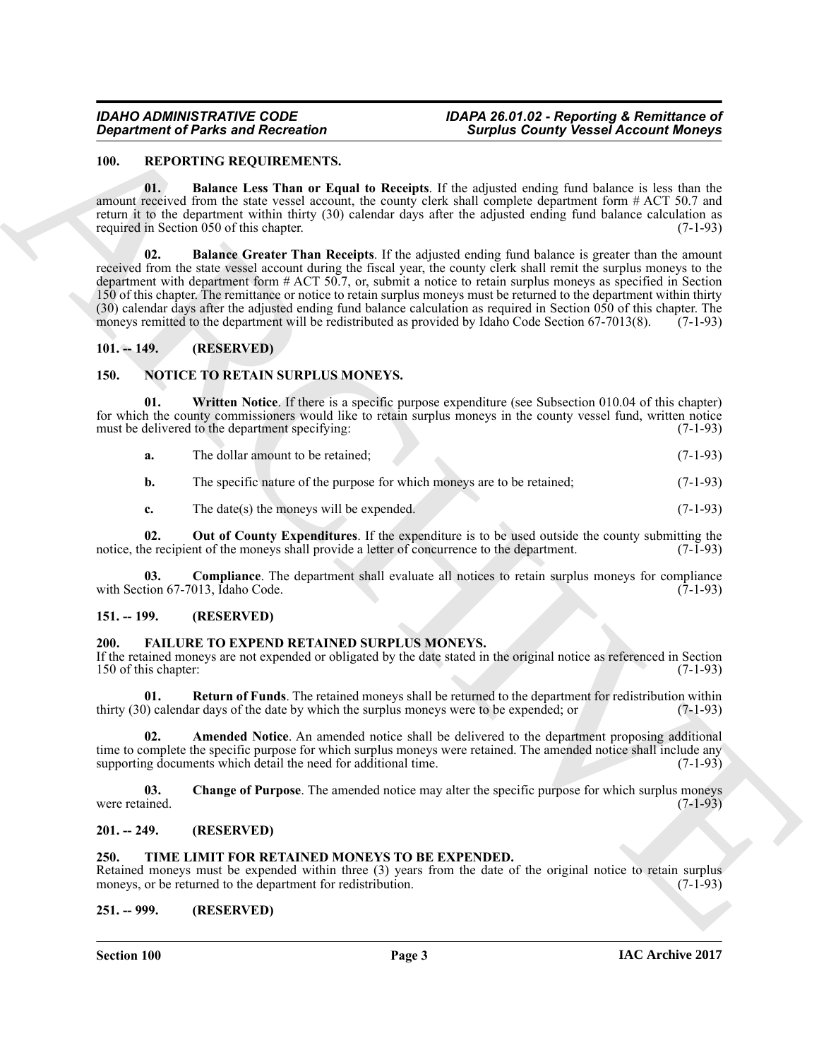## 100. REPORTING REQUIREMENTS.

**01. Balance Less Than or Equal to Receipts**. If the adjusted ending fund balance is less than the amount received from the state vessel account, the county clerk shall complete department form # ACT 50.7 and return it to the department within thirty (30) calendar days after the adjusted ending fund balance calculation as required in Section 050 of this chapter. (7-1-93)

**02. Balance Greater Than Receipts**. If the adjusted ending fund balance is greater than the amount received from the state vessel account during the fiscal year, the county clerk shall remit the surplus moneys to the department with department form # ACT 50.7, or, submit a notice to retain surplus moneys as specified in Section 150 of this chapter. The remittance or notice to retain surplus moneys must be returned to the department within thirty (30) calendar days after the adjusted ending fund balance calculation as required in Section 050 of this chapter. The moneys remitted to the department will be redistributed as provided by Idaho Code Section 67-7013(8). (7-1-93)

## 101. -- 149. (RESERVED)

## 150. NOTICE TO RETAIN SURPLUS MONEYS.

**01. Written Notice**. If there is a specific purpose expenditure (see Subsection 010.04 of this chapter) for which the county commissioners would like to retain surplus moneys in the county vessel fund, written notice must be delivered to the department specifying: (7-1-93)

**a.** The dollar amount to be retained; (7-1-93)

**b.** The specific nature of the purpose for which moneys are to be retained; (7-1-93)

**c.** The date(s) the moneys will be expended. (7-1-93)

**02. Out of County Expenditures**. If the expenditure is to be used outside the county submitting the notice, the recipient of the moneys shall provide a letter of concurrence to the department. (7-1-93)

**03. Compliance**. The department shall evaluate all notices to retain surplus moneys for compliance with Section 67-7013, Idaho Code. (7-1-93)

## 151. -- 199. (RESERVED)

## 200. FAILURE TO EXPEND RETAINED SURPLUS MONEYS.

If the retained moneys are not expended or obligated by the date stated in the original notice as referenced in Section 150 of this chapter: (7-1-93)

**01. Return of Funds**. The retained moneys shall be returned to the department for redistribution within thirty (30) calendar days of the date by which the surplus moneys were to be expended; or (7-1-93)

**02. Amended Notice**. An amended notice shall be delivered to the department proposing additional time to complete the specific purpose for which surplus moneys were retained. The amended notice shall include any supporting documents which detail the need for additional time. (7-1-93)

**03. Change of Purpose**. The amended notice may alter the specific purpose for which surplus moneys were retained. (7-1-93)

## 201. -- 249. (RESERVED)

## 250. TIME LIMIT FOR RETAINED MONEYS TO BE EXPENDED.

Retained moneys must be expended within three (3) years from the date of the original notice to retain surplus moneys, or be returned to the department for redistribution. (7-1-93)

## 251. -- 999. (RESERVED)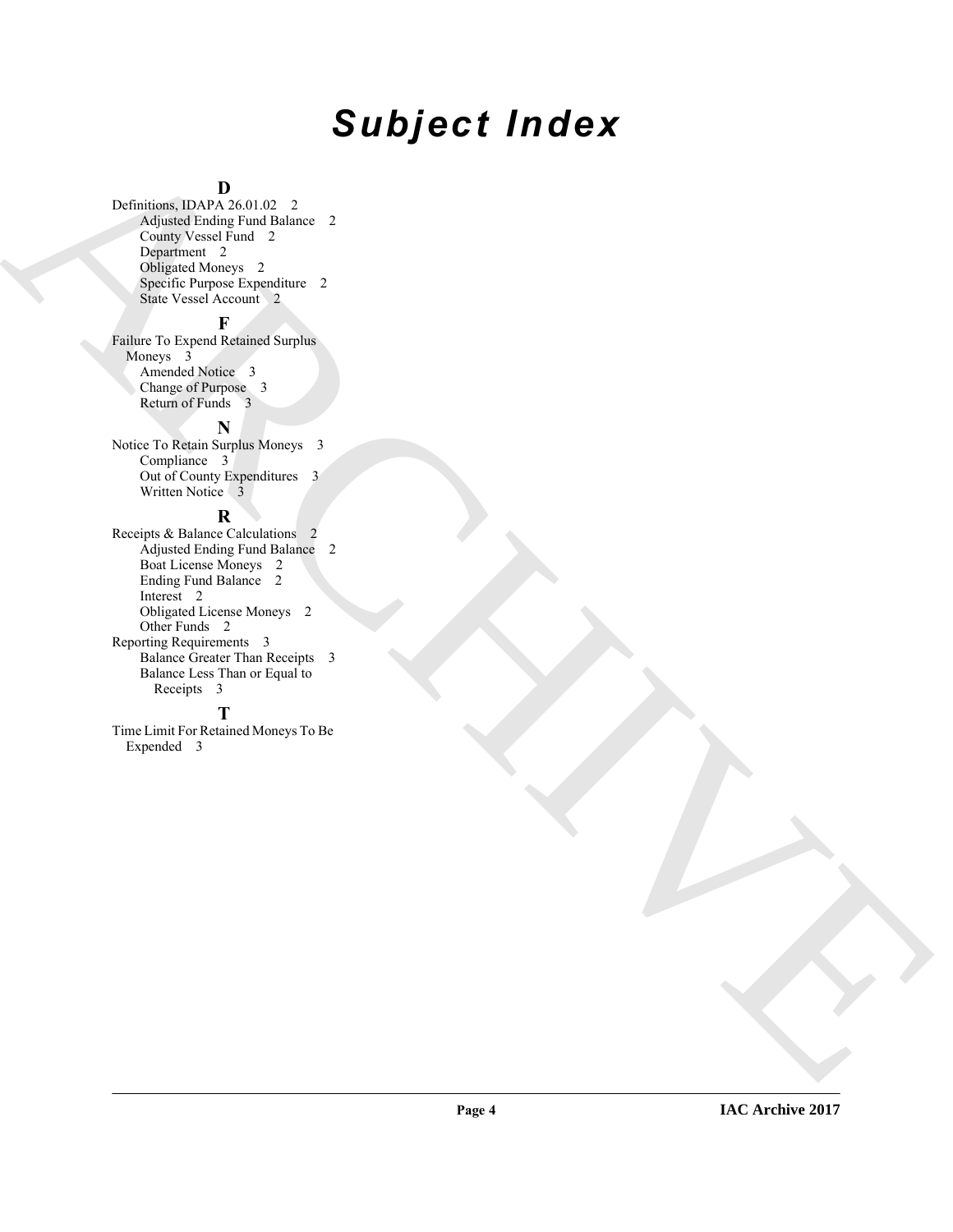# *Subject Index*

**D**

Definitions, IDAPA 26.01.02 2
- Adjusted Ending Fund Balance 2
- County Vessel Fund 2
- Department 2
- Obligated Moneys 2
- Specific Purpose Expenditure 2
- State Vessel Account 2

**F**

Failure To Expend Retained Surplus Moneys 3
- Amended Notice 3
- Change of Purpose 3
- Return of Funds 3

**N**

Notice To Retain Surplus Moneys 3
- Compliance 3
- Out of County Expenditures 3
- Written Notice 3

**R**

Receipts & Balance Calculations 2
- Adjusted Ending Fund Balance 2
- Boat License Moneys 2
- Ending Fund Balance 2
- Interest 2
- Obligated License Moneys 2
- Other Funds 2

Reporting Requirements 3
- Balance Greater Than Receipts 3
- Balance Less Than or Equal to Receipts 3

**T**

Time Limit For Retained Moneys To Be Expended 3